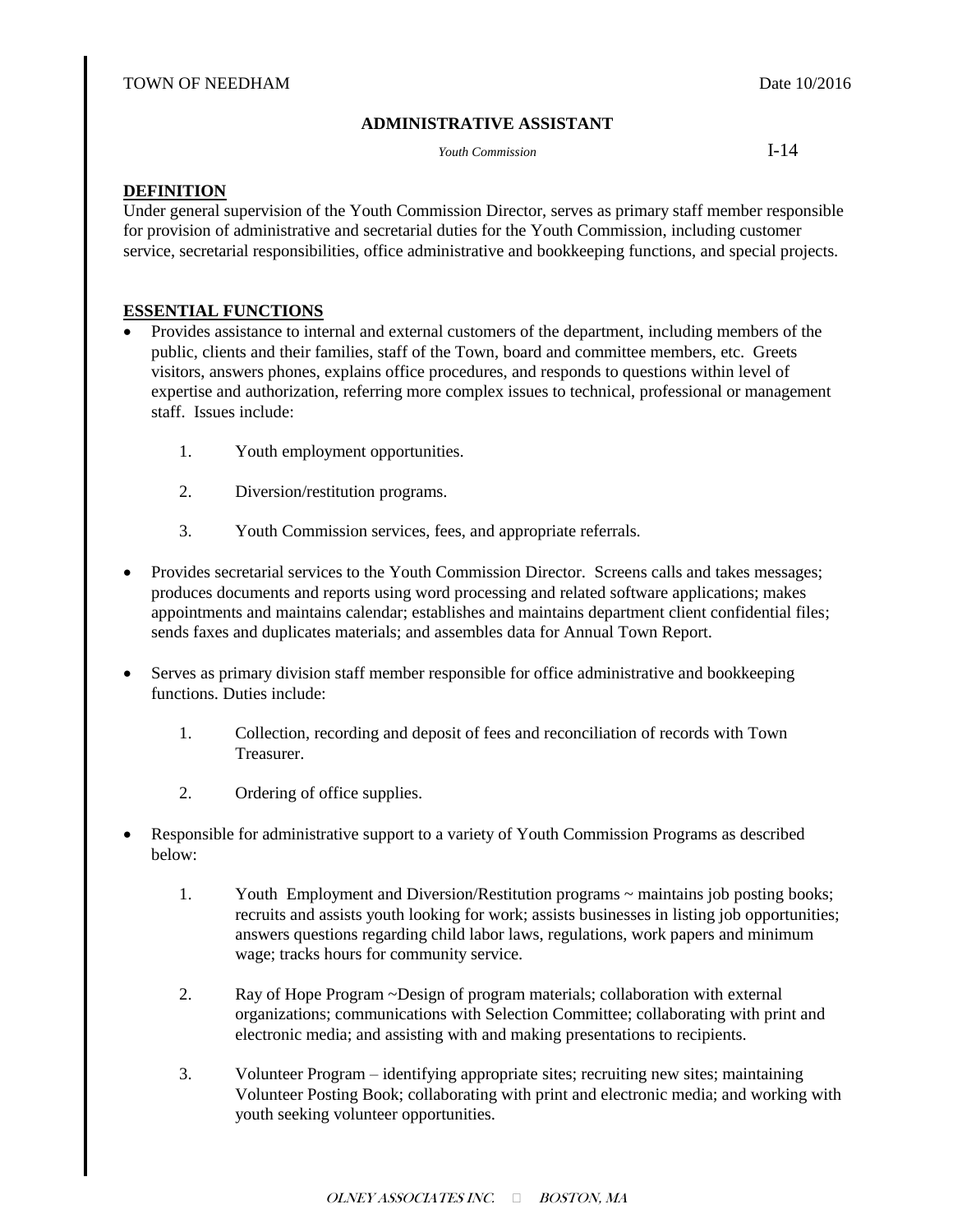TOWN OF NEEDHAM Date 10/2016

**ADMINISTRATIVE ASSISTANT**

*Youth Commission* I-14

## DEFINITION

Under general supervision of the Youth Commission Director, serves as primary staff member responsible for provision of administrative and secretarial duties for the Youth Commission, including customer service, secretarial responsibilities, office administrative and bookkeeping functions, and special projects.

## ESSENTIAL FUNCTIONS

- Provides assistance to internal and external customers of the department, including members of the public, clients and their families, staff of the Town, board and committee members, etc. Greets visitors, answers phones, explains office procedures, and responds to questions within level of expertise and authorization, referring more complex issues to technical, professional or management staff. Issues include:

    1. Youth employment opportunities.
    2. Diversion/restitution programs.
    3. Youth Commission services, fees, and appropriate referrals.

- Provides secretarial services to the Youth Commission Director. Screens calls and takes messages; produces documents and reports using word processing and related software applications; makes appointments and maintains calendar; establishes and maintains department client confidential files; sends faxes and duplicates materials; and assembles data for Annual Town Report.

- Serves as primary division staff member responsible for office administrative and bookkeeping functions. Duties include:

    1. Collection, recording and deposit of fees and reconciliation of records with Town Treasurer.
    2. Ordering of office supplies.

- Responsible for administrative support to a variety of Youth Commission Programs as described below:

    1. Youth Employment and Diversion/Restitution programs ~ maintains job posting books; recruits and assists youth looking for work; assists businesses in listing job opportunities; answers questions regarding child labor laws, regulations, work papers and minimum wage; tracks hours for community service.
    2. Ray of Hope Program ~Design of program materials; collaboration with external organizations; communications with Selection Committee; collaborating with print and electronic media; and assisting with and making presentations to recipients.
    3. Volunteer Program – identifying appropriate sites; recruiting new sites; maintaining Volunteer Posting Book; collaborating with print and electronic media; and working with youth seeking volunteer opportunities.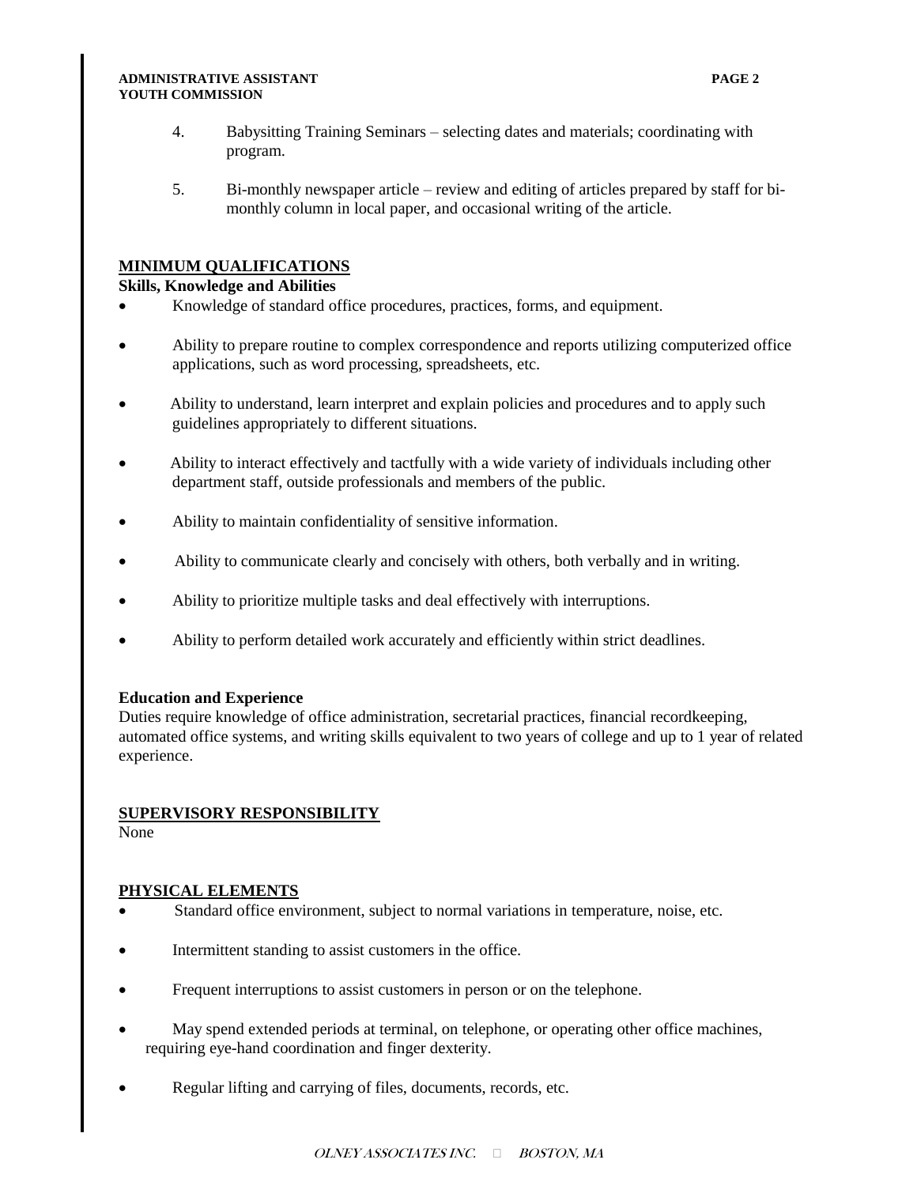4. Babysitting Training Seminars – selecting dates and materials; coordinating with program.

5. Bi-monthly newspaper article – review and editing of articles prepared by staff for bi-monthly column in local paper, and occasional writing of the article.

## MINIMUM QUALIFICATIONS

**Skills, Knowledge and Abilities**

- Knowledge of standard office procedures, practices, forms, and equipment.
- Ability to prepare routine to complex correspondence and reports utilizing computerized office applications, such as word processing, spreadsheets, etc.
- Ability to understand, learn interpret and explain policies and procedures and to apply such guidelines appropriately to different situations.
- Ability to interact effectively and tactfully with a wide variety of individuals including other department staff, outside professionals and members of the public.
- Ability to maintain confidentiality of sensitive information.
- Ability to communicate clearly and concisely with others, both verbally and in writing.
- Ability to prioritize multiple tasks and deal effectively with interruptions.
- Ability to perform detailed work accurately and efficiently within strict deadlines.

**Education and Experience**

Duties require knowledge of office administration, secretarial practices, financial recordkeeping, automated office systems, and writing skills equivalent to two years of college and up to 1 year of related experience.

## SUPERVISORY RESPONSIBILITY

None

## PHYSICAL ELEMENTS

- Standard office environment, subject to normal variations in temperature, noise, etc.
- Intermittent standing to assist customers in the office.
- Frequent interruptions to assist customers in person or on the telephone.
- May spend extended periods at terminal, on telephone, or operating other office machines, requiring eye-hand coordination and finger dexterity.
- Regular lifting and carrying of files, documents, records, etc.